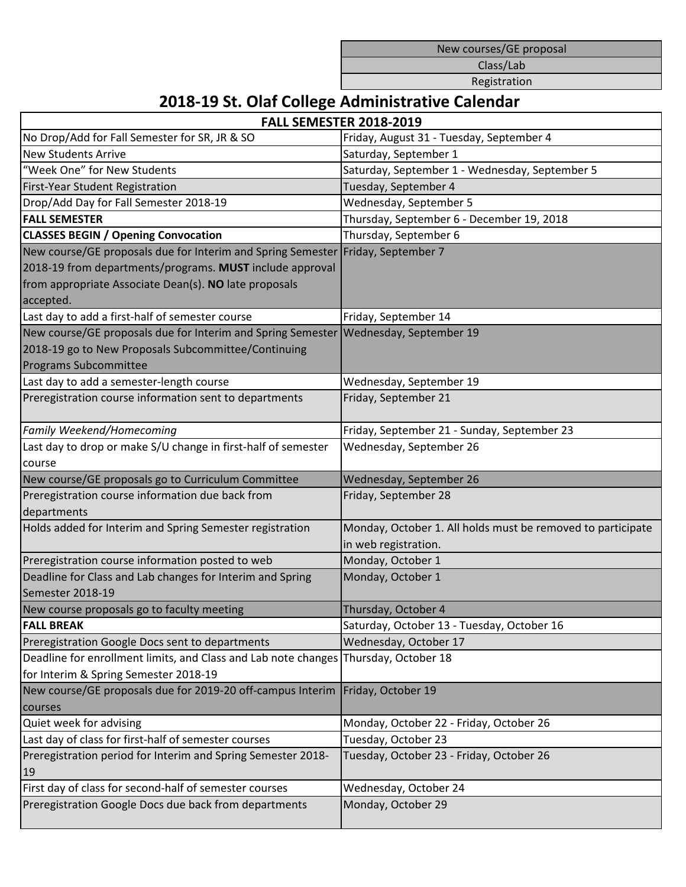| New courses/GE proposal |
|---|
| Class/Lab |
| Registration |

# 2018-19 St. Olaf College Administrative Calendar

| FALL SEMESTER 2018-2019 | |
|---|---|
| No Drop/Add for Fall Semester for SR, JR & SO | Friday, August 31 - Tuesday, September 4 |
| New Students Arrive | Saturday, September 1 |
| "Week One" for New Students | Saturday, September 1 - Wednesday, September 5 |
| First-Year Student Registration | Tuesday, September 4 |
| Drop/Add Day for Fall Semester 2018-19 | Wednesday, September 5 |
| **FALL SEMESTER** | Thursday, September 6 - December 19, 2018 |
| **CLASSES BEGIN / Opening Convocation** | Thursday, September 6 |
| New course/GE proposals due for Interim and Spring Semester 2018-19 from departments/programs. **MUST** include approval from appropriate Associate Dean(s). **NO** late proposals accepted. | Friday, September 7 |
| Last day to add a first-half of semester course | Friday, September 14 |
| New course/GE proposals due for Interim and Spring Semester 2018-19 go to New Proposals Subcommittee/Continuing Programs Subcommittee | Wednesday, September 19 |
| Last day to add a semester-length course | Wednesday, September 19 |
| Preregistration course information sent to departments | Friday, September 21 |
| *Family Weekend/Homecoming* | Friday, September 21 - Sunday, September 23 |
| Last day to drop or make S/U change in first-half of semester course | Wednesday, September 26 |
| New course/GE proposals go to Curriculum Committee | Wednesday, September 26 |
| Preregistration course information due back from departments | Friday, September 28 |
| Holds added for Interim and Spring Semester registration | Monday, October 1. All holds must be removed to participate in web registration. |
| Preregistration course information posted to web | Monday, October 1 |
| Deadline for Class and Lab changes for Interim and Spring Semester 2018-19 | Monday, October 1 |
| New course proposals go to faculty meeting | Thursday, October 4 |
| **FALL BREAK** | Saturday, October 13 - Tuesday, October 16 |
| Preregistration Google Docs sent to departments | Wednesday, October 17 |
| Deadline for enrollment limits, and Class and Lab note changes for Interim & Spring Semester 2018-19 | Thursday, October 18 |
| New course/GE proposals due for 2019-20 off-campus Interim courses | Friday, October 19 |
| Quiet week for advising | Monday, October 22 - Friday, October 26 |
| Last day of class for first-half of semester courses | Tuesday, October 23 |
| Preregistration period for Interim and Spring Semester 2018-19 | Tuesday, October 23 - Friday, October 26 |
| First day of class for second-half of semester courses | Wednesday, October 24 |
| Preregistration Google Docs due back from departments | Monday, October 29 |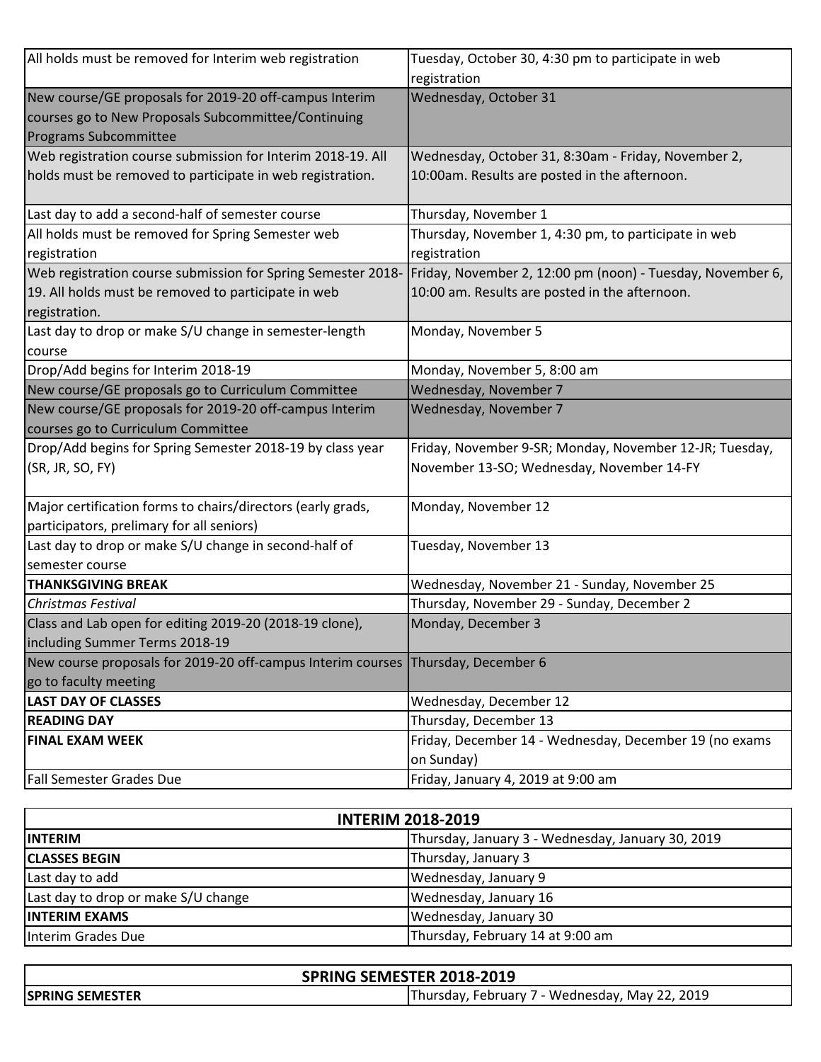| | |
|---|---|
| All holds must be removed for Interim web registration | Tuesday, October 30, 4:30 pm to participate in web registration |
| New course/GE proposals for 2019-20 off-campus Interim courses go to New Proposals Subcommittee/Continuing Programs Subcommittee | Wednesday, October 31 |
| Web registration course submission for Interim 2018-19. All holds must be removed to participate in web registration. | Wednesday, October 31, 8:30am - Friday, November 2, 10:00am. Results are posted in the afternoon. |
| Last day to add a second-half of semester course | Thursday, November 1 |
| All holds must be removed for Spring Semester web registration | Thursday, November 1, 4:30 pm, to participate in web registration |
| Web registration course submission for Spring Semester 2018-19. All holds must be removed to participate in web registration. | Friday, November 2, 12:00 pm (noon) - Tuesday, November 6, 10:00 am. Results are posted in the afternoon. |
| Last day to drop or make S/U change in semester-length course | Monday, November 5 |
| Drop/Add begins for Interim 2018-19 | Monday, November 5, 8:00 am |
| New course/GE proposals go to Curriculum Committee | Wednesday, November 7 |
| New course/GE proposals for 2019-20 off-campus Interim courses go to Curriculum Committee | Wednesday, November 7 |
| Drop/Add begins for Spring Semester 2018-19 by class year (SR, JR, SO, FY) | Friday, November 9-SR; Monday, November 12-JR; Tuesday, November 13-SO; Wednesday, November 14-FY |
| Major certification forms to chairs/directors (early grads, participators, prelimary for all seniors) | Monday, November 12 |
| Last day to drop or make S/U change in second-half of semester course | Tuesday, November 13 |
| **THANKSGIVING BREAK** | Wednesday, November 21 - Sunday, November 25 |
| *Christmas Festival* | Thursday, November 29 - Sunday, December 2 |
| Class and Lab open for editing 2019-20 (2018-19 clone), including Summer Terms 2018-19 | Monday, December 3 |
| New course proposals for 2019-20 off-campus Interim courses go to faculty meeting | Thursday, December 6 |
| **LAST DAY OF CLASSES** | Wednesday, December 12 |
| **READING DAY** | Thursday, December 13 |
| **FINAL EXAM WEEK** | Friday, December 14 - Wednesday, December 19 (no exams on Sunday) |
| Fall Semester Grades Due | Friday, January 4, 2019 at 9:00 am |

| **INTERIM 2018-2019** | |
|---|---|
| **INTERIM** | Thursday, January 3 - Wednesday, January 30, 2019 |
| **CLASSES BEGIN** | Thursday, January 3 |
| Last day to add | Wednesday, January 9 |
| Last day to drop or make S/U change | Wednesday, January 16 |
| **INTERIM EXAMS** | Wednesday, January 30 |
| Interim Grades Due | Thursday, February 14 at 9:00 am |

| **SPRING SEMESTER 2018-2019** | |
|---|---|
| **SPRING SEMESTER** | Thursday, February 7 - Wednesday, May 22, 2019 |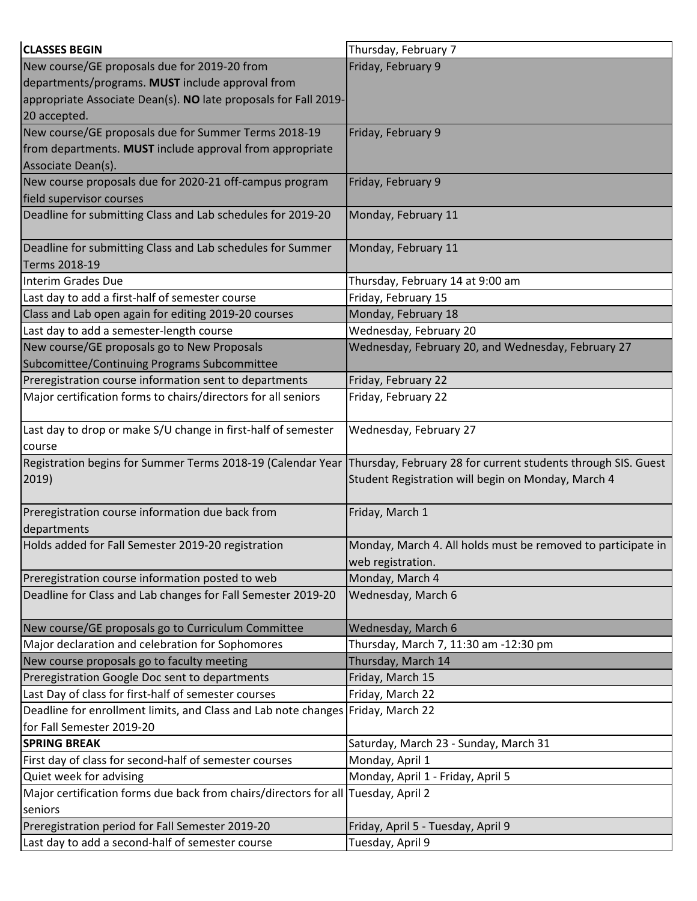| **CLASSES BEGIN** | Thursday, February 7 |
|---|---|
| New course/GE proposals due for 2019-20 from departments/programs. **MUST** include approval from appropriate Associate Dean(s). **NO** late proposals for Fall 2019-20 accepted. | Friday, February 9 |
| New course/GE proposals due for Summer Terms 2018-19 from departments. **MUST** include approval from appropriate Associate Dean(s). | Friday, February 9 |
| New course proposals due for 2020-21 off-campus program field supervisor courses | Friday, February 9 |
| Deadline for submitting Class and Lab schedules for 2019-20 | Monday, February 11 |
| Deadline for submitting Class and Lab schedules for Summer Terms 2018-19 | Monday, February 11 |
| Interim Grades Due | Thursday, February 14 at 9:00 am |
| Last day to add a first-half of semester course | Friday, February 15 |
| Class and Lab open again for editing 2019-20 courses | Monday, February 18 |
| Last day to add a semester-length course | Wednesday, February 20 |
| New course/GE proposals go to New Proposals Subcomittee/Continuing Programs Subcommittee | Wednesday, February 20, and Wednesday, February 27 |
| Preregistration course information sent to departments | Friday, February 22 |
| Major certification forms to chairs/directors for all seniors | Friday, February 22 |
| Last day to drop or make S/U change in first-half of semester course | Wednesday, February 27 |
| Registration begins for Summer Terms 2018-19 (Calendar Year 2019) | Thursday, February 28 for current students through SIS. Guest Student Registration will begin on Monday, March 4 |
| Preregistration course information due back from departments | Friday, March 1 |
| Holds added for Fall Semester 2019-20 registration | Monday, March 4. All holds must be removed to participate in web registration. |
| Preregistration course information posted to web | Monday, March 4 |
| Deadline for Class and Lab changes for Fall Semester 2019-20 | Wednesday, March 6 |
| New course/GE proposals go to Curriculum Committee | Wednesday, March 6 |
| Major declaration and celebration for Sophomores | Thursday, March 7, 11:30 am -12:30 pm |
| New course proposals go to faculty meeting | Thursday, March 14 |
| Preregistration Google Doc sent to departments | Friday, March 15 |
| Last Day of class for first-half of semester courses | Friday, March 22 |
| Deadline for enrollment limits, and Class and Lab note changes for Fall Semester 2019-20 | Friday, March 22 |
| **SPRING BREAK** | Saturday, March 23 - Sunday, March 31 |
| First day of class for second-half of semester courses | Monday, April 1 |
| Quiet week for advising | Monday, April 1 - Friday, April 5 |
| Major certification forms due back from chairs/directors for all seniors | Tuesday, April 2 |
| Preregistration period for Fall Semester 2019-20 | Friday, April 5 - Tuesday, April 9 |
| Last day to add a second-half of semester course | Tuesday, April 9 |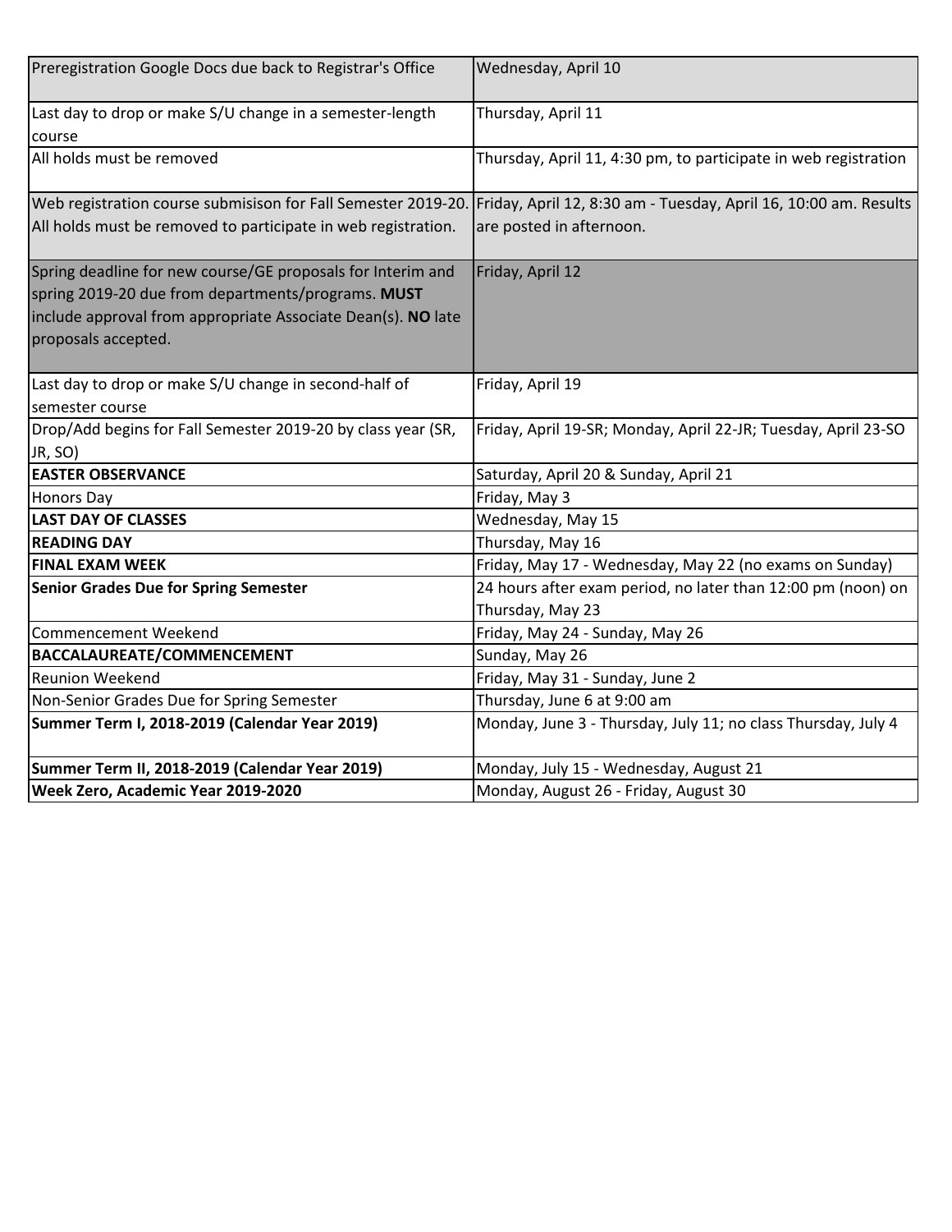| | |
|---|---|
| Preregistration Google Docs due back to Registrar's Office | Wednesday, April 10 |
| Last day to drop or make S/U change in a semester-length course | Thursday, April 11 |
| All holds must be removed | Thursday, April 11, 4:30 pm, to participate in web registration |
| Web registration course submisison for Fall Semester 2019-20. All holds must be removed to participate in web registration. | Friday, April 12, 8:30 am - Tuesday, April 16, 10:00 am. Results are posted in afternoon. |
| Spring deadline for new course/GE proposals for Interim and spring 2019-20 due from departments/programs. **MUST** include approval from appropriate Associate Dean(s). **NO** late proposals accepted. | Friday, April 12 |
| Last day to drop or make S/U change in second-half of semester course | Friday, April 19 |
| Drop/Add begins for Fall Semester 2019-20 by class year (SR, JR, SO) | Friday, April 19-SR; Monday, April 22-JR; Tuesday, April 23-SO |
| **EASTER OBSERVANCE** | Saturday, April 20 & Sunday, April 21 |
| Honors Day | Friday, May 3 |
| **LAST DAY OF CLASSES** | Wednesday, May 15 |
| **READING DAY** | Thursday, May 16 |
| **FINAL EXAM WEEK** | Friday, May 17 - Wednesday, May 22 (no exams on Sunday) |
| **Senior Grades Due for Spring Semester** | 24 hours after exam period, no later than 12:00 pm (noon) on Thursday, May 23 |
| Commencement Weekend | Friday, May 24 - Sunday, May 26 |
| **BACCALAUREATE/COMMENCEMENT** | Sunday, May 26 |
| Reunion Weekend | Friday, May 31 - Sunday, June 2 |
| Non-Senior Grades Due for Spring Semester | Thursday, June 6 at 9:00 am |
| **Summer Term I, 2018-2019 (Calendar Year 2019)** | Monday, June 3 - Thursday, July 11; no class Thursday, July 4 |
| **Summer Term II, 2018-2019 (Calendar Year 2019)** | Monday, July 15 - Wednesday, August 21 |
| **Week Zero, Academic Year 2019-2020** | Monday, August 26 - Friday, August 30 |